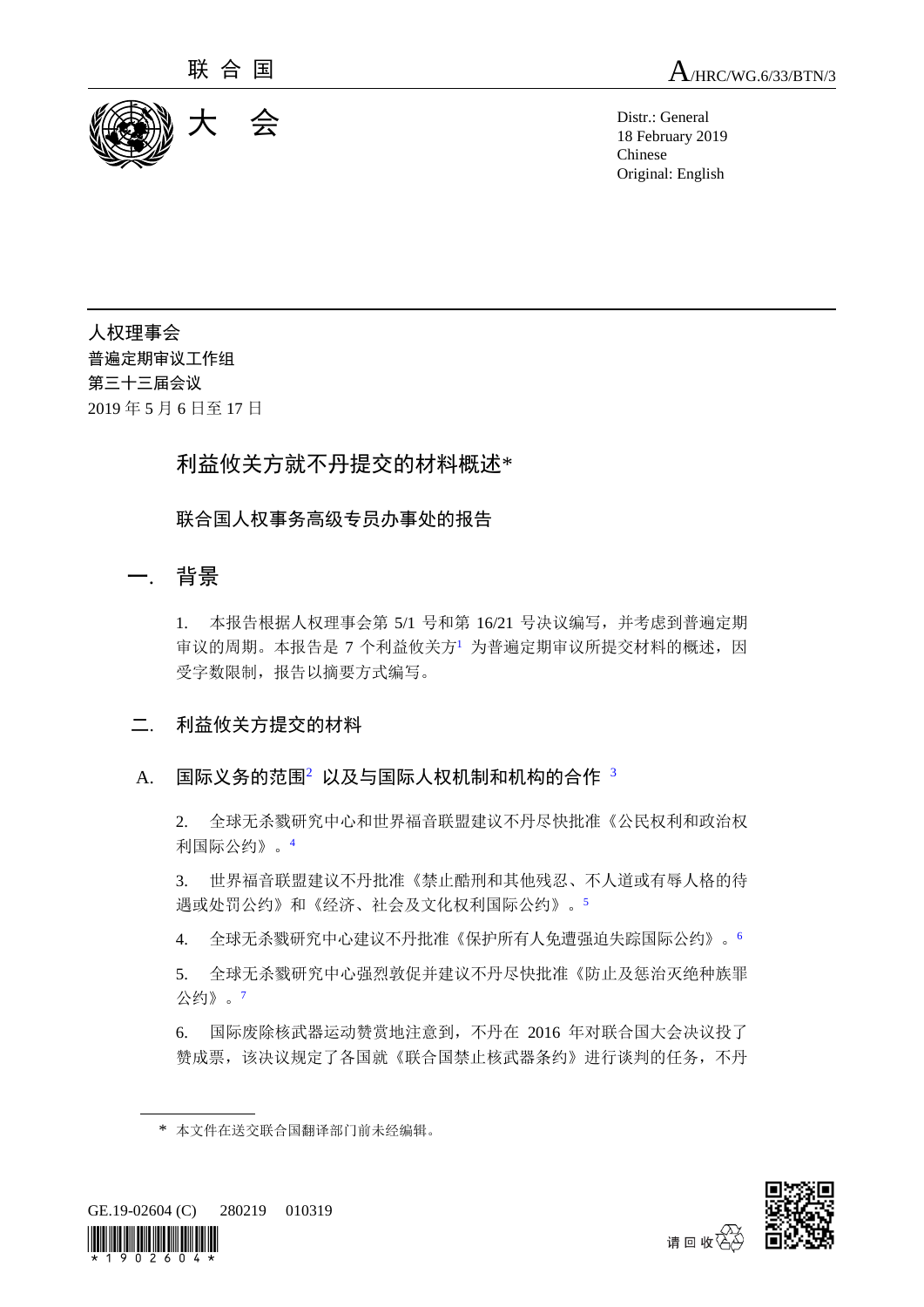联合国

A/HRC/WG.6/33/BTN/3

大会

Distr.: General
18 February 2019
Chinese
Original: English

人权理事会
普遍定期审议工作组
第三十三届会议
2019 年 5 月 6 日至 17 日

# 利益攸关方就不丹提交的材料概述*

## 联合国人权事务高级专员办事处的报告

## 一. 背景

1. 本报告根据人权理事会第 5/1 号和第 16/21 号决议编写，并考虑到普遍定期审议的周期。本报告是 7 个利益攸关方[1] 为普遍定期审议所提交材料的概述，因受字数限制，报告以摘要方式编写。

## 二. 利益攸关方提交的材料

### A. 国际义务的范围[2] 以及与国际人权机制和机构的合作 [3]

2. 全球无杀戮研究中心和世界福音联盟建议不丹尽快批准《公民权利和政治权利国际公约》。[4]

3. 世界福音联盟建议不丹批准《禁止酷刑和其他残忍、不人道或有辱人格的待遇或处罚公约》和《经济、社会及文化权利国际公约》。[5]

4. 全球无杀戮研究中心建议不丹批准《保护所有人免遭强迫失踪国际公约》。[6]

5. 全球无杀戮研究中心强烈敦促并建议不丹尽快批准《防止及惩治灭绝种族罪公约》。[7]

6. 国际废除核武器运动赞赏地注意到，不丹在 2016 年对联合国大会决议投了赞成票，该决议规定了各国就《联合国禁止核武器条约》进行谈判的任务，不丹

* 本文件在送交联合国翻译部门前未经编辑。

GE.19-02604 (C) 280219 010319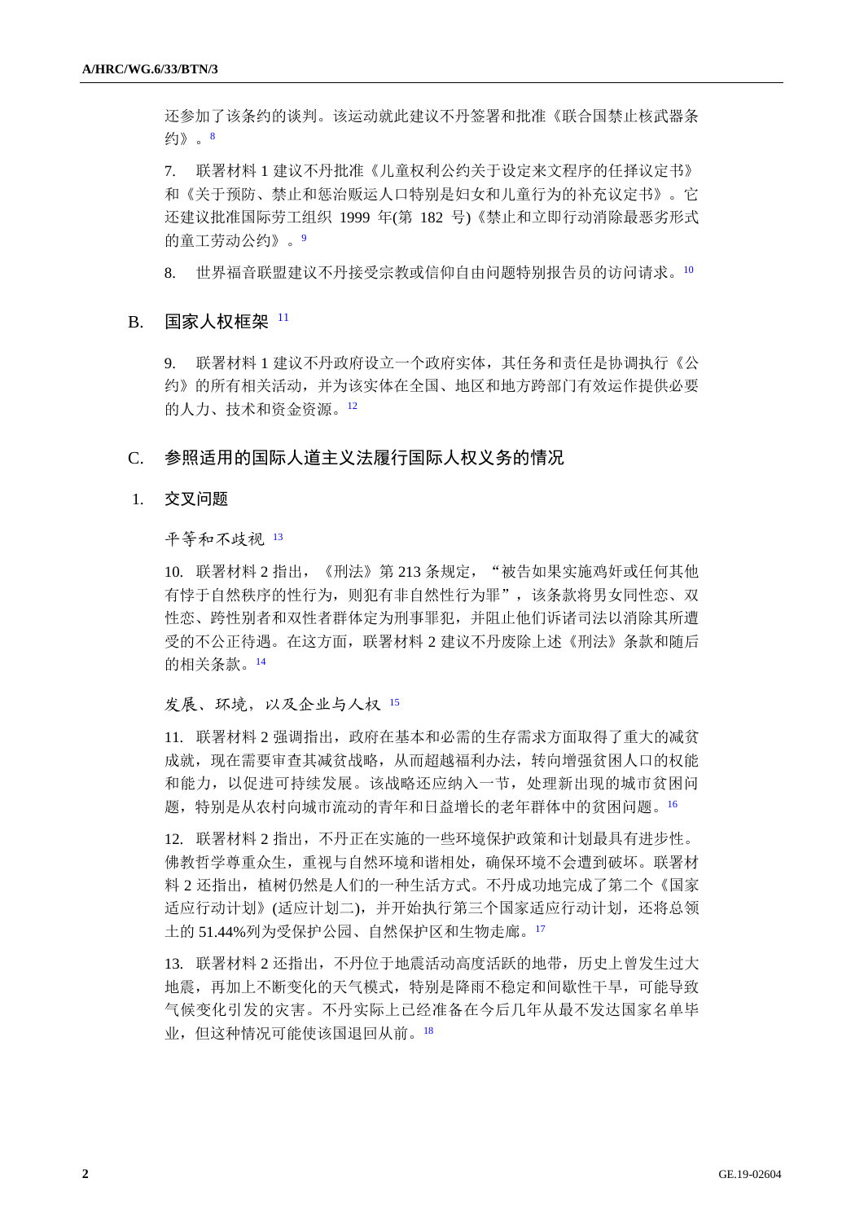还参加了该条约的谈判。该运动就此建议不丹签署和批准《联合国禁止核武器条约》。[8]

7. 联署材料 1 建议不丹批准《儿童权利公约关于设定来文程序的任择议定书》和《关于预防、禁止和惩治贩运人口特别是妇女和儿童行为的补充议定书》。它还建议批准国际劳工组织 1999 年(第 182 号)《禁止和立即行动消除最恶劣形式的童工劳动公约》。[9]

8. 世界福音联盟建议不丹接受宗教或信仰自由问题特别报告员的访问请求。[10]

## B. 国家人权框架 [11]

9. 联署材料 1 建议不丹政府设立一个政府实体，其任务和责任是协调执行《公约》的所有相关活动，并为该实体在全国、地区和地方跨部门有效运作提供必要的人力、技术和资金资源。[12]

## C. 参照适用的国际人道主义法履行国际人权义务的情况

### 1. 交叉问题

*平等和不歧视* [13]

10. 联署材料 2 指出，《刑法》第 213 条规定，“被告如果实施鸡奸或任何其他有悖于自然秩序的性行为，则犯有非自然性行为罪”，该条款将男女同性恋、双性恋、跨性别者和双性者群体定为刑事罪犯，并阻止他们诉诸司法以消除其所遭受的不公正待遇。在这方面，联署材料 2 建议不丹废除上述《刑法》条款和随后的相关条款。[14]

*发展、环境，以及企业与人权* [15]

11. 联署材料 2 强调指出，政府在基本和必需的生存需求方面取得了重大的减贫成就，现在需要审查其减贫战略，从而超越福利办法，转向增强贫困人口的权能和能力，以促进可持续发展。该战略还应纳入一节，处理新出现的城市贫困问题，特别是从农村向城市流动的青年和日益增长的老年群体中的贫困问题。[16]

12. 联署材料 2 指出，不丹正在实施的一些环境保护政策和计划最具有进步性。佛教哲学尊重众生，重视与自然环境和谐相处，确保环境不会遭到破坏。联署材料 2 还指出，植树仍然是人们的一种生活方式。不丹成功地完成了第二个《国家适应行动计划》(适应计划二)，并开始执行第三个国家适应行动计划，还将总领土的 51.44%列为受保护公园、自然保护区和生物走廊。[17]

13. 联署材料 2 还指出，不丹位于地震活动高度活跃的地带，历史上曾发生过大地震，再加上不断变化的天气模式，特别是降雨不稳定和间歇性干旱，可能导致气候变化引发的灾害。不丹实际上已经准备在今后几年从最不发达国家名单毕业，但这种情况可能使该国退回从前。[18]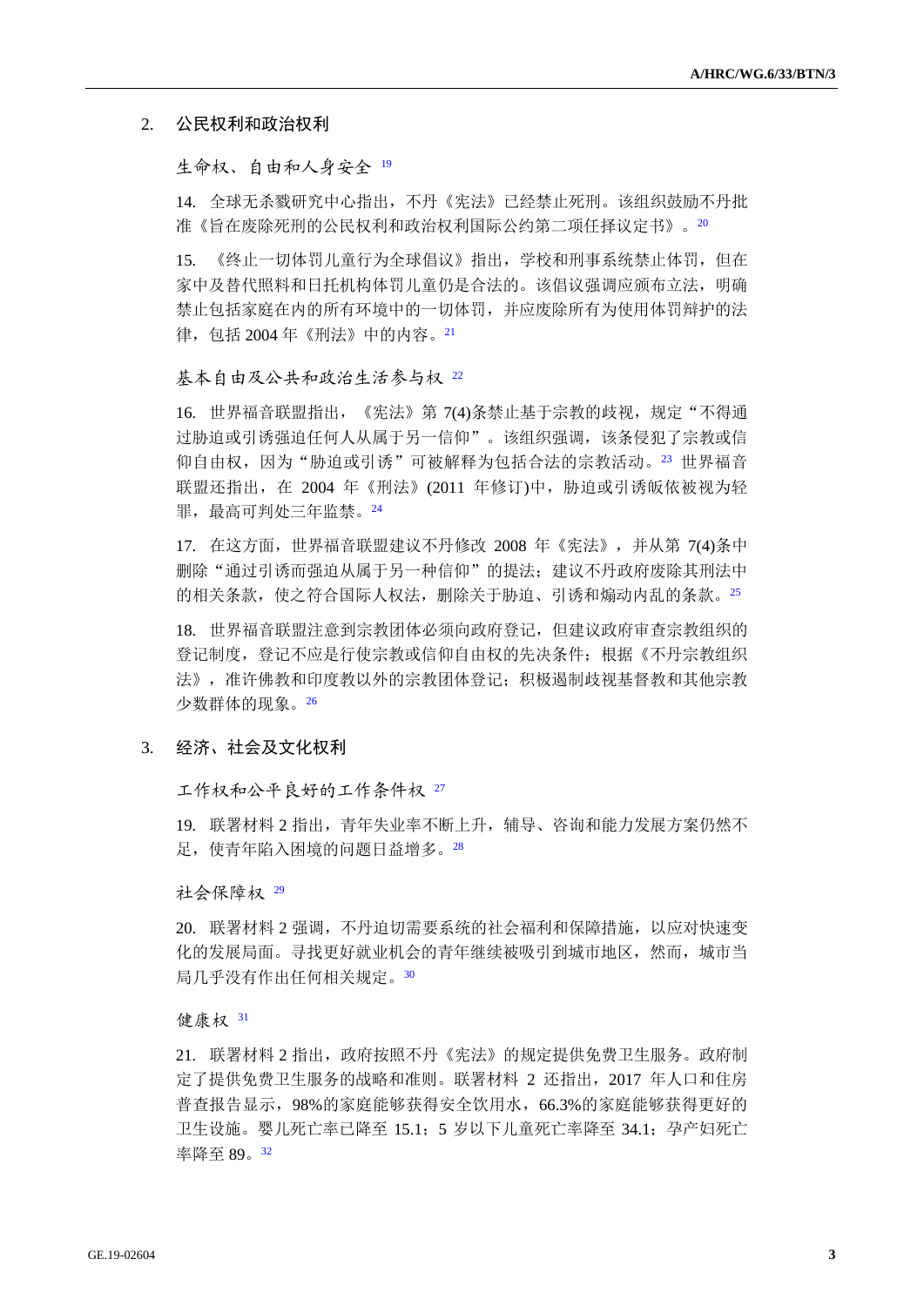## 2. 公民权利和政治权利

### 生命权、自由和人身安全 [19]

14. 全球无杀戮研究中心指出，不丹《宪法》已经禁止死刑。该组织鼓励不丹批准《旨在废除死刑的公民权利和政治权利国际公约第二项任择议定书》。[20]

15. 《终止一切体罚儿童行为全球倡议》指出，学校和刑事系统禁止体罚，但在家中及替代照料和日托机构体罚儿童仍是合法的。该倡议强调应颁布立法，明确禁止包括家庭在内的所有环境中的一切体罚，并应废除所有为使用体罚辩护的法律，包括 2004 年《刑法》中的内容。[21]

### 基本自由及公共和政治生活参与权 [22]

16. 世界福音联盟指出，《宪法》第 7(4)条禁止基于宗教的歧视，规定“不得通过胁迫或引诱强迫任何人从属于另一信仰”。该组织强调，该条侵犯了宗教或信仰自由权，因为“胁迫或引诱”可被解释为包括合法的宗教活动。[23] 世界福音联盟还指出，在 2004 年《刑法》(2011 年修订)中，胁迫或引诱皈依被视为轻罪，最高可判处三年监禁。[24]

17. 在这方面，世界福音联盟建议不丹修改 2008 年《宪法》，并从第 7(4)条中删除“通过引诱而强迫从属于另一种信仰”的提法；建议不丹政府废除其刑法中的相关条款，使之符合国际人权法，删除关于胁迫、引诱和煽动内乱的条款。[25]

18. 世界福音联盟注意到宗教团体必须向政府登记，但建议政府审查宗教组织的登记制度，登记不应是行使宗教或信仰自由权的先决条件；根据《不丹宗教组织法》，准许佛教和印度教以外的宗教团体登记；积极遏制歧视基督教和其他宗教少数群体的现象。[26]

## 3. 经济、社会及文化权利

### 工作权和公平良好的工作条件权 [27]

19. 联署材料 2 指出，青年失业率不断上升，辅导、咨询和能力发展方案仍然不足，使青年陷入困境的问题日益增多。[28]

### 社会保障权 [29]

20. 联署材料 2 强调，不丹迫切需要系统的社会福利和保障措施，以应对快速变化的发展局面。寻找更好就业机会的青年继续被吸引到城市地区，然而，城市当局几乎没有作出任何相关规定。[30]

### 健康权 [31]

21. 联署材料 2 指出，政府按照不丹《宪法》的规定提供免费卫生服务。政府制定了提供免费卫生服务的战略和准则。联署材料 2 还指出，2017 年人口和住房普查报告显示，98%的家庭能够获得安全饮用水，66.3%的家庭能够获得更好的卫生设施。婴儿死亡率已降至 15.1；5 岁以下儿童死亡率降至 34.1；孕产妇死亡率降至 89。[32]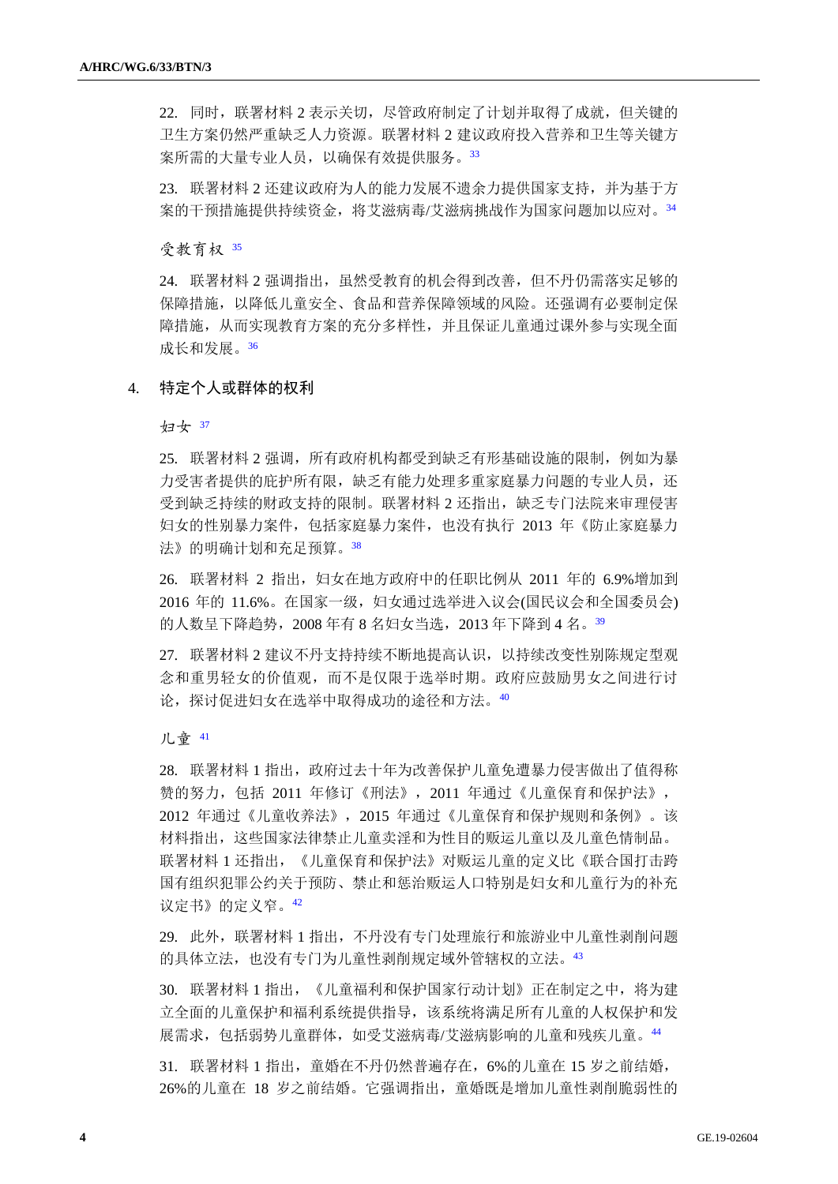22. 同时，联署材料 2 表示关切，尽管政府制定了计划并取得了成就，但关键的卫生方案仍然严重缺乏人力资源。联署材料 2 建议政府投入营养和卫生等关键方案所需的大量专业人员，以确保有效提供服务。[33]

23. 联署材料 2 还建议政府为人的能力发展不遗余力提供国家支持，并为基于方案的干预措施提供持续资金，将艾滋病毒/艾滋病挑战作为国家问题加以应对。[34]

*受教育权* [35]

24. 联署材料 2 强调指出，虽然受教育的机会得到改善，但不丹仍需落实足够的保障措施，以降低儿童安全、食品和营养保障领域的风险。还强调有必要制定保障措施，从而实现教育方案的充分多样性，并且保证儿童通过课外参与实现全面成长和发展。[36]

## 4. 特定个人或群体的权利

*妇女* [37]

25. 联署材料 2 强调，所有政府机构都受到缺乏有形基础设施的限制，例如为暴力受害者提供的庇护所有限，缺乏有能力处理多重家庭暴力问题的专业人员，还受到缺乏持续的财政支持的限制。联署材料 2 还指出，缺乏专门法院来审理侵害妇女的性别暴力案件，包括家庭暴力案件，也没有执行 2013 年《防止家庭暴力法》的明确计划和充足预算。[38]

26. 联署材料 2 指出，妇女在地方政府中的任职比例从 2011 年的 6.9%增加到 2016 年的 11.6%。在国家一级，妇女通过选举进入议会(国民议会和全国委员会)的人数呈下降趋势，2008 年有 8 名妇女当选，2013 年下降到 4 名。[39]

27. 联署材料 2 建议不丹支持持续不断地提高认识，以持续改变性别陈规定型观念和重男轻女的价值观，而不是仅限于选举时期。政府应鼓励男女之间进行讨论，探讨促进妇女在选举中取得成功的途径和方法。[40]

*儿童* [41]

28. 联署材料 1 指出，政府过去十年为改善保护儿童免遭暴力侵害做出了值得称赞的努力，包括 2011 年修订《刑法》，2011 年通过《儿童保育和保护法》，2012 年通过《儿童收养法》，2015 年通过《儿童保育和保护规则和条例》。该材料指出，这些国家法律禁止儿童卖淫和为性目的的贩运儿童以及儿童色情制品。联署材料 1 还指出，《儿童保育和保护法》对贩运儿童的定义比《联合国打击跨国有组织犯罪公约关于预防、禁止和惩治贩运人口特别是妇女和儿童行为的补充议定书》的定义窄。[42]

29. 此外，联署材料 1 指出，不丹没有专门处理旅行和旅游业中儿童性剥削问题的具体立法，也没有专门为儿童性剥削规定域外管辖权的立法。[43]

30. 联署材料 1 指出，《儿童福利和保护国家行动计划》正在制定之中，将为建立全面的儿童保护和福利系统提供指导，该系统将满足所有儿童的人权保护和发展需求，包括弱势儿童群体，如受艾滋病毒/艾滋病影响的儿童和残疾儿童。[44]

31. 联署材料 1 指出，童婚在不丹仍然普遍存在，6%的儿童在 15 岁之前结婚，26%的儿童在 18 岁之前结婚。它强调指出，童婚既是增加儿童性剥削脆弱性的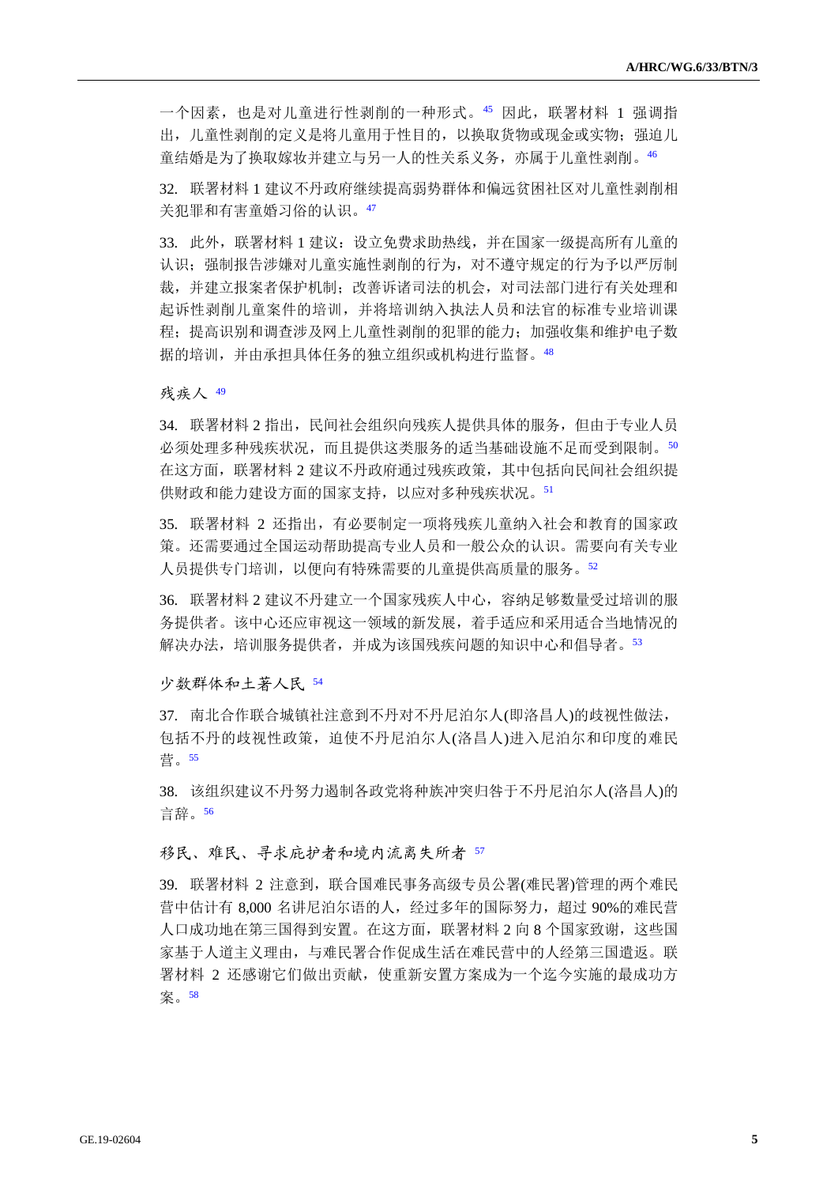一个因素，也是对儿童进行性剥削的一种形式。[45] 因此，联署材料 1 强调指出，儿童性剥削的定义是将儿童用于性目的，以换取货物或现金或实物；强迫儿童结婚是为了换取嫁妆并建立与另一人的性关系义务，亦属于儿童性剥削。[46]

32. 联署材料 1 建议不丹政府继续提高弱势群体和偏远贫困社区对儿童性剥削相关犯罪和有害童婚习俗的认识。[47]

33. 此外，联署材料 1 建议：设立免费求助热线，并在国家一级提高所有儿童的认识；强制报告涉嫌对儿童实施性剥削的行为，对不遵守规定的行为予以严厉制裁，并建立报案者保护机制；改善诉诸司法的机会，对司法部门进行有关处理和起诉性剥削儿童案件的培训，并将培训纳入执法人员和法官的标准专业培训课程；提高识别和调查涉及网上儿童性剥削的犯罪的能力；加强收集和维护电子数据的培训，并由承担具体任务的独立组织或机构进行监督。[48]

*残疾人* [49]

34. 联署材料 2 指出，民间社会组织向残疾人提供具体的服务，但由于专业人员必须处理多种残疾状况，而且提供这类服务的适当基础设施不足而受到限制。[50] 在这方面，联署材料 2 建议不丹政府通过残疾政策，其中包括向民间社会组织提供财政和能力建设方面的国家支持，以应对多种残疾状况。[51]

35. 联署材料 2 还指出，有必要制定一项将残疾儿童纳入社会和教育的国家政策。还需要通过全国运动帮助提高专业人员和一般公众的认识。需要向有关专业人员提供专门培训，以便向有特殊需要的儿童提供高质量的服务。[52]

36. 联署材料 2 建议不丹建立一个国家残疾人中心，容纳足够数量受过培训的服务提供者。该中心还应审视这一领域的新发展，着手适应和采用适合当地情况的解决办法，培训服务提供者，并成为该国残疾问题的知识中心和倡导者。[53]

*少数群体和土著人民* [54]

37. 南北合作联合城镇社注意到不丹对不丹尼泊尔人(即洛昌人)的歧视性做法，包括不丹的歧视性政策，迫使不丹尼泊尔人(洛昌人)进入尼泊尔和印度的难民营。[55]

38. 该组织建议不丹努力遏制各政党将种族冲突归咎于不丹尼泊尔人(洛昌人)的言辞。[56]

*移民、难民、寻求庇护者和境内流离失所者* [57]

39. 联署材料 2 注意到，联合国难民事务高级专员公署(难民署)管理的两个难民营中估计有 8,000 名讲尼泊尔语的人，经过多年的国际努力，超过 90%的难民营人口成功地在第三国得到安置。在这方面，联署材料 2 向 8 个国家致谢，这些国家基于人道主义理由，与难民署合作促成生活在难民营中的人经第三国遣返。联署材料 2 还感谢它们做出贡献，使重新安置方案成为一个迄今实施的最成功方案。[58]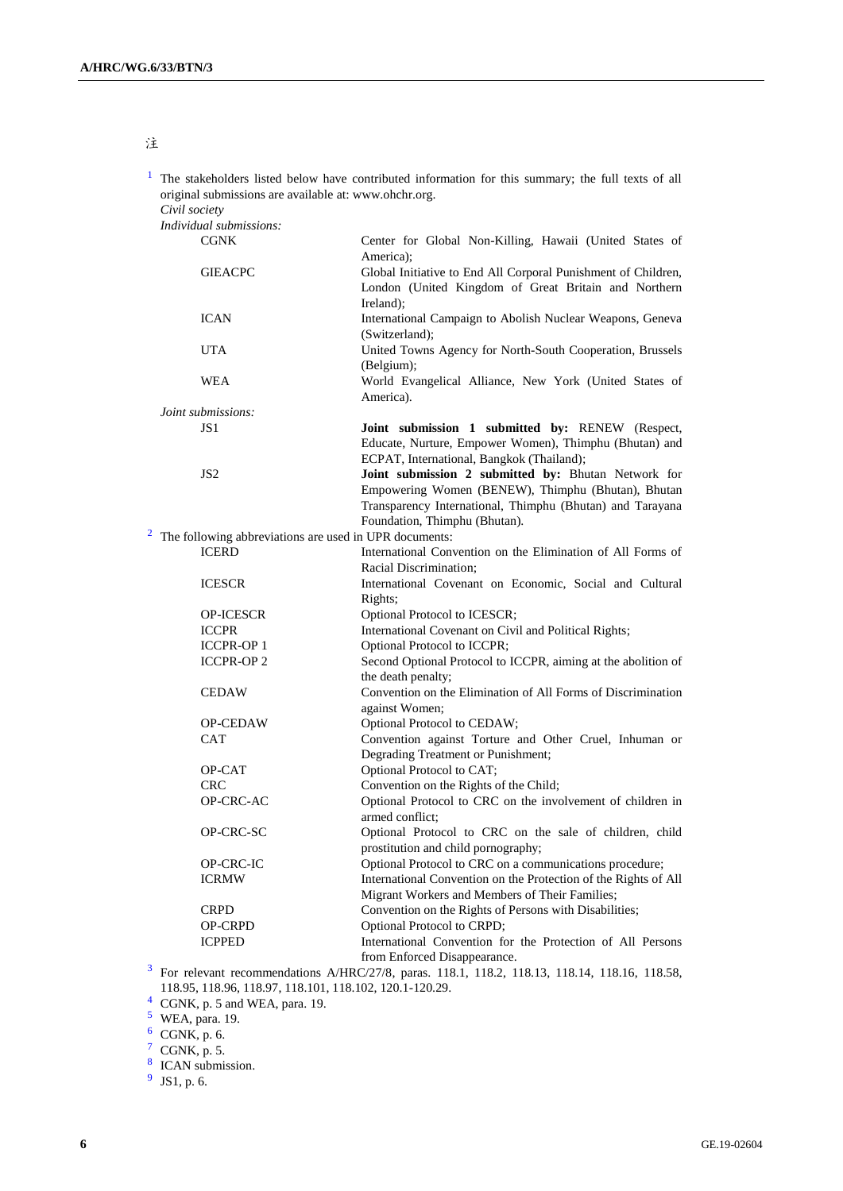注

[1] The stakeholders listed below have contributed information for this summary; the full texts of all original submissions are available at: www.ohchr.org.

*Civil society*

*Individual submissions:*

| | |
|---|---|
| CGNK | Center for Global Non-Killing, Hawaii (United States of America); |
| GIEACPC | Global Initiative to End All Corporal Punishment of Children, London (United Kingdom of Great Britain and Northern Ireland); |
| ICAN | International Campaign to Abolish Nuclear Weapons, Geneva (Switzerland); |
| UTA | United Towns Agency for North-South Cooperation, Brussels (Belgium); |
| WEA | World Evangelical Alliance, New York (United States of America). |

*Joint submissions:*

| | |
|---|---|
| JS1 | **Joint submission 1 submitted by:** RENEW (Respect, Educate, Nurture, Empower Women), Thimphu (Bhutan) and ECPAT, International, Bangkok (Thailand); |
| JS2 | **Joint submission 2 submitted by:** Bhutan Network for Empowering Women (BENEW), Thimphu (Bhutan), Bhutan Transparency International, Thimphu (Bhutan) and Tarayana Foundation, Thimphu (Bhutan). |

[2] The following abbreviations are used in UPR documents:

| | |
|---|---|
| ICERD | International Convention on the Elimination of All Forms of Racial Discrimination; |
| ICESCR | International Covenant on Economic, Social and Cultural Rights; |
| OP-ICESCR | Optional Protocol to ICESCR; |
| ICCPR | International Covenant on Civil and Political Rights; |
| ICCPR-OP 1 | Optional Protocol to ICCPR; |
| ICCPR-OP 2 | Second Optional Protocol to ICCPR, aiming at the abolition of the death penalty; |
| CEDAW | Convention on the Elimination of All Forms of Discrimination against Women; |
| OP-CEDAW | Optional Protocol to CEDAW; |
| CAT | Convention against Torture and Other Cruel, Inhuman or Degrading Treatment or Punishment; |
| OP-CAT | Optional Protocol to CAT; |
| CRC | Convention on the Rights of the Child; |
| OP-CRC-AC | Optional Protocol to CRC on the involvement of children in armed conflict; |
| OP-CRC-SC | Optional Protocol to CRC on the sale of children, child prostitution and child pornography; |
| OP-CRC-IC | Optional Protocol to CRC on a communications procedure; |
| ICRMW | International Convention on the Protection of the Rights of All Migrant Workers and Members of Their Families; |
| CRPD | Convention on the Rights of Persons with Disabilities; |
| OP-CRPD | Optional Protocol to CRPD; |
| ICPPED | International Convention for the Protection of All Persons from Enforced Disappearance. |

[3] For relevant recommendations A/HRC/27/8, paras. 118.1, 118.2, 118.13, 118.14, 118.16, 118.58, 118.95, 118.96, 118.97, 118.101, 118.102, 120.1-120.29.

[4] CGNK, p. 5 and WEA, para. 19.

[5] WEA, para. 19.

[6] CGNK, p. 6.

[7] CGNK, p. 5.

[8] ICAN submission.

[9] JS1, p. 6.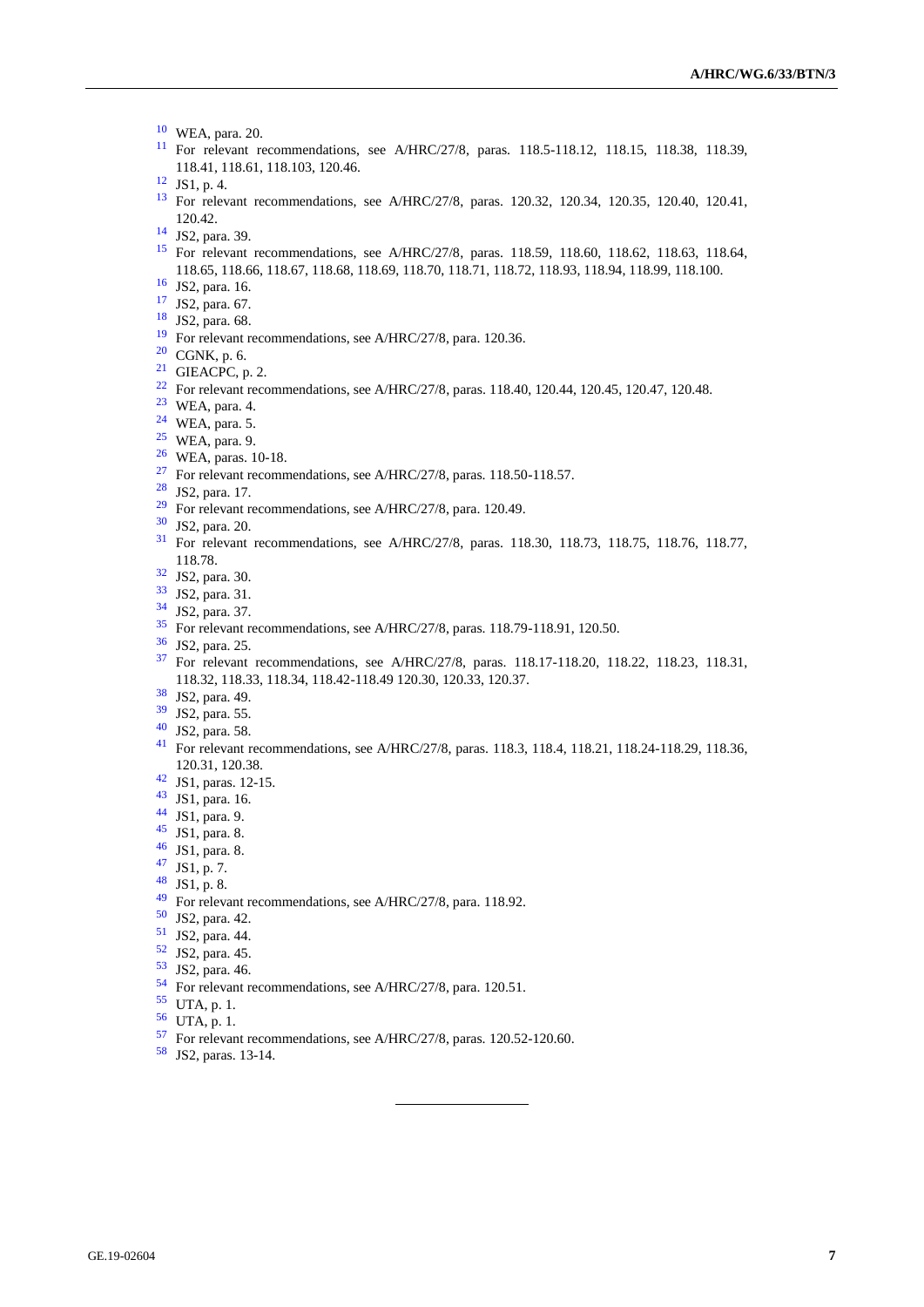[10] WEA, para. 20.

[11] For relevant recommendations, see A/HRC/27/8, paras. 118.5-118.12, 118.15, 118.38, 118.39, 118.41, 118.61, 118.103, 120.46.

[12] JS1, p. 4.

[13] For relevant recommendations, see A/HRC/27/8, paras. 120.32, 120.34, 120.35, 120.40, 120.41, 120.42.

[14] JS2, para. 39.

[15] For relevant recommendations, see A/HRC/27/8, paras. 118.59, 118.60, 118.62, 118.63, 118.64, 118.65, 118.66, 118.67, 118.68, 118.69, 118.70, 118.71, 118.72, 118.93, 118.94, 118.99, 118.100.

[16] JS2, para. 16.

[17] JS2, para. 67.

[18] JS2, para. 68.

[19] For relevant recommendations, see A/HRC/27/8, para. 120.36.

[20] CGNK, p. 6.

[21] GIEACPC, p. 2.

[22] For relevant recommendations, see A/HRC/27/8, paras. 118.40, 120.44, 120.45, 120.47, 120.48.

[23] WEA, para. 4.

[24] WEA, para. 5.

[25] WEA, para. 9.

[26] WEA, paras. 10-18.

[27] For relevant recommendations, see A/HRC/27/8, paras. 118.50-118.57.

[28] JS2, para. 17.

[29] For relevant recommendations, see A/HRC/27/8, para. 120.49.

[30] JS2, para. 20.

[31] For relevant recommendations, see A/HRC/27/8, paras. 118.30, 118.73, 118.75, 118.76, 118.77, 118.78.

[32] JS2, para. 30.

[33] JS2, para. 31.

[34] JS2, para. 37.

[35] For relevant recommendations, see A/HRC/27/8, paras. 118.79-118.91, 120.50.

[36] JS2, para. 25.

[37] For relevant recommendations, see A/HRC/27/8, paras. 118.17-118.20, 118.22, 118.23, 118.31, 118.32, 118.33, 118.34, 118.42-118.49 120.30, 120.33, 120.37.

[38] JS2, para. 49.

[39] JS2, para. 55.

[40] JS2, para. 58.

[41] For relevant recommendations, see A/HRC/27/8, paras. 118.3, 118.4, 118.21, 118.24-118.29, 118.36, 120.31, 120.38.

[42] JS1, paras. 12-15.

[43] JS1, para. 16.

[44] JS1, para. 9.

[45] JS1, para. 8.

[46] JS1, para. 8.

[47] JS1, p. 7.

[48] JS1, p. 8.

[49] For relevant recommendations, see A/HRC/27/8, para. 118.92.

[50] JS2, para. 42.

[51] JS2, para. 44.

[52] JS2, para. 45.

[53] JS2, para. 46.

[54] For relevant recommendations, see A/HRC/27/8, para. 120.51.

[55] UTA, p. 1.

[56] UTA, p. 1.

[57] For relevant recommendations, see A/HRC/27/8, paras. 120.52-120.60.

[58] JS2, paras. 13-14.